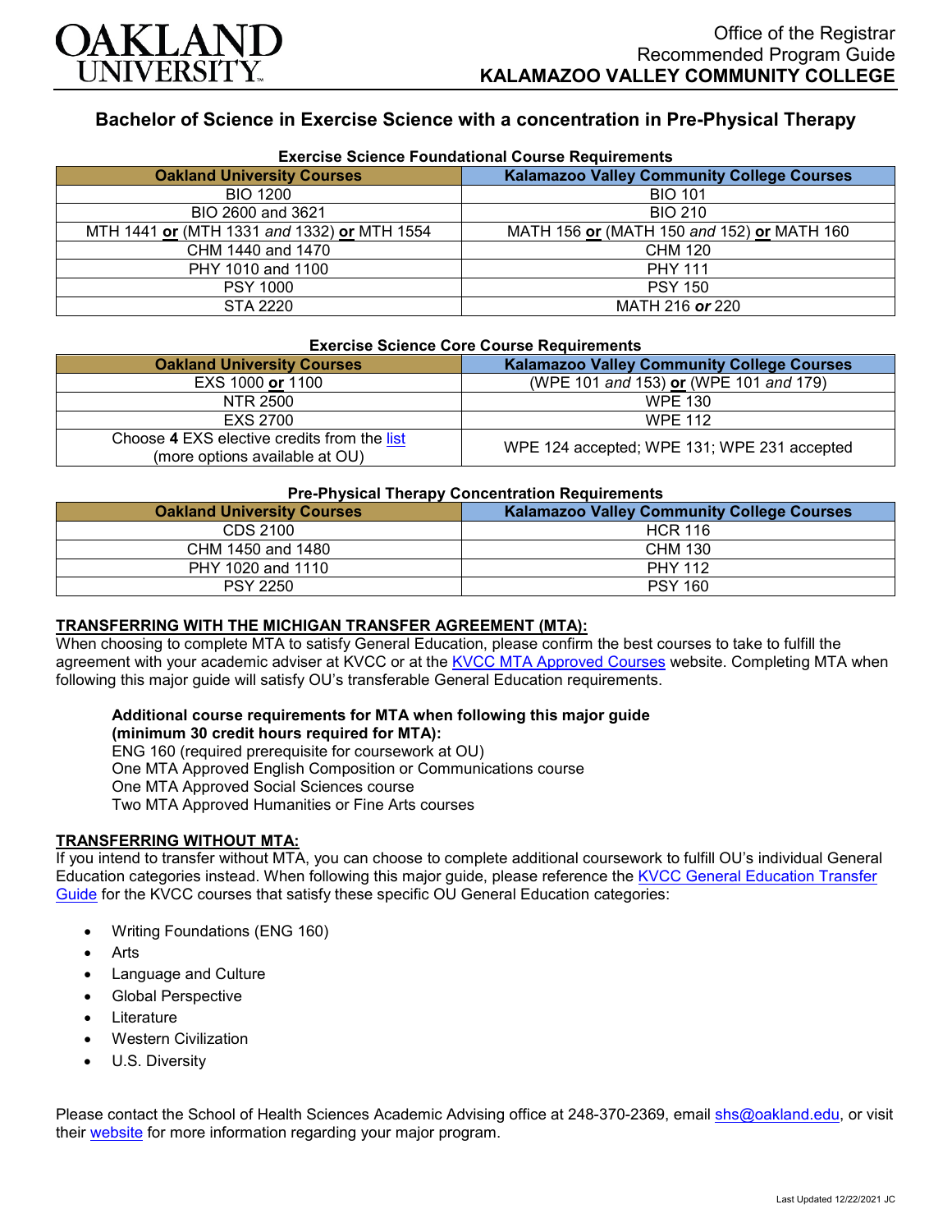Office of the Registrar
Recommended Program Guide
**KALAMAZOO VALLEY COMMUNITY COLLEGE**

## Bachelor of Science in Exercise Science with a concentration in Pre-Physical Therapy

### Exercise Science Foundational Course Requirements

| Oakland University Courses | Kalamazoo Valley Community College Courses |
|---|---|
| BIO 1200 | BIO 101 |
| BIO 2600 and 3621 | BIO 210 |
| MTH 1441 **or** (MTH 1331 *and* 1332) **or** MTH 1554 | MATH 156 **or** (MATH 150 *and* 152) **or** MATH 160 |
| CHM 1440 and 1470 | CHM 120 |
| PHY 1010 and 1100 | PHY 111 |
| PSY 1000 | PSY 150 |
| STA 2220 | MATH 216 ***or*** 220 |

### Exercise Science Core Course Requirements

| Oakland University Courses | Kalamazoo Valley Community College Courses |
|---|---|
| EXS 1000 **or** 1100 | (WPE 101 *and* 153) **or** (WPE 101 *and* 179) |
| NTR 2500 | WPE 130 |
| EXS 2700 | WPE 112 |
| Choose **4** EXS elective credits from the list (more options available at OU) | WPE 124 accepted; WPE 131; WPE 231 accepted |

### Pre-Physical Therapy Concentration Requirements

| Oakland University Courses | Kalamazoo Valley Community College Courses |
|---|---|
| CDS 2100 | HCR 116 |
| CHM 1450 and 1480 | CHM 130 |
| PHY 1020 and 1110 | PHY 112 |
| PSY 2250 | PSY 160 |

### TRANSFERRING WITH THE MICHIGAN TRANSFER AGREEMENT (MTA):

When choosing to complete MTA to satisfy General Education, please confirm the best courses to take to fulfill the agreement with your academic adviser at KVCC or at the KVCC MTA Approved Courses website. Completing MTA when following this major guide will satisfy OU's transferable General Education requirements.

**Additional course requirements for MTA when following this major guide (minimum 30 credit hours required for MTA):**
ENG 160 (required prerequisite for coursework at OU)
One MTA Approved English Composition or Communications course
One MTA Approved Social Sciences course
Two MTA Approved Humanities or Fine Arts courses

### TRANSFERRING WITHOUT MTA:

If you intend to transfer without MTA, you can choose to complete additional coursework to fulfill OU's individual General Education categories instead. When following this major guide, please reference the KVCC General Education Transfer Guide for the KVCC courses that satisfy these specific OU General Education categories:

- Writing Foundations (ENG 160)
- Arts
- Language and Culture
- Global Perspective
- Literature
- Western Civilization
- U.S. Diversity

Please contact the School of Health Sciences Academic Advising office at 248-370-2369, email shs@oakland.edu, or visit their website for more information regarding your major program.

Last Updated 12/22/2021 JC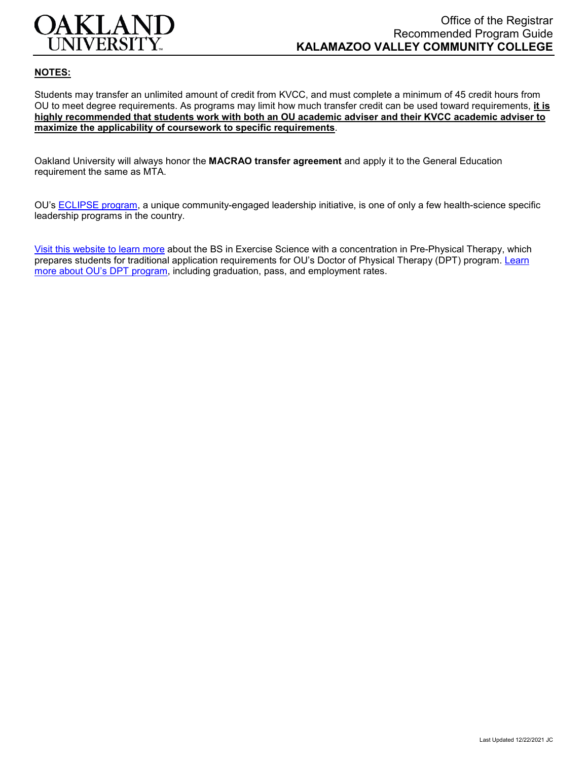**NOTES:**

Students may transfer an unlimited amount of credit from KVCC, and must complete a minimum of 45 credit hours from OU to meet degree requirements. As programs may limit how much transfer credit can be used toward requirements, **it is highly recommended that students work with both an OU academic adviser and their KVCC academic adviser to maximize the applicability of coursework to specific requirements**.

Oakland University will always honor the **MACRAO transfer agreement** and apply it to the General Education requirement the same as MTA.

OU's ECLIPSE program, a unique community-engaged leadership initiative, is one of only a few health-science specific leadership programs in the country.

Visit this website to learn more about the BS in Exercise Science with a concentration in Pre-Physical Therapy, which prepares students for traditional application requirements for OU's Doctor of Physical Therapy (DPT) program. Learn more about OU's DPT program, including graduation, pass, and employment rates.

Last Updated 12/22/2021 JC